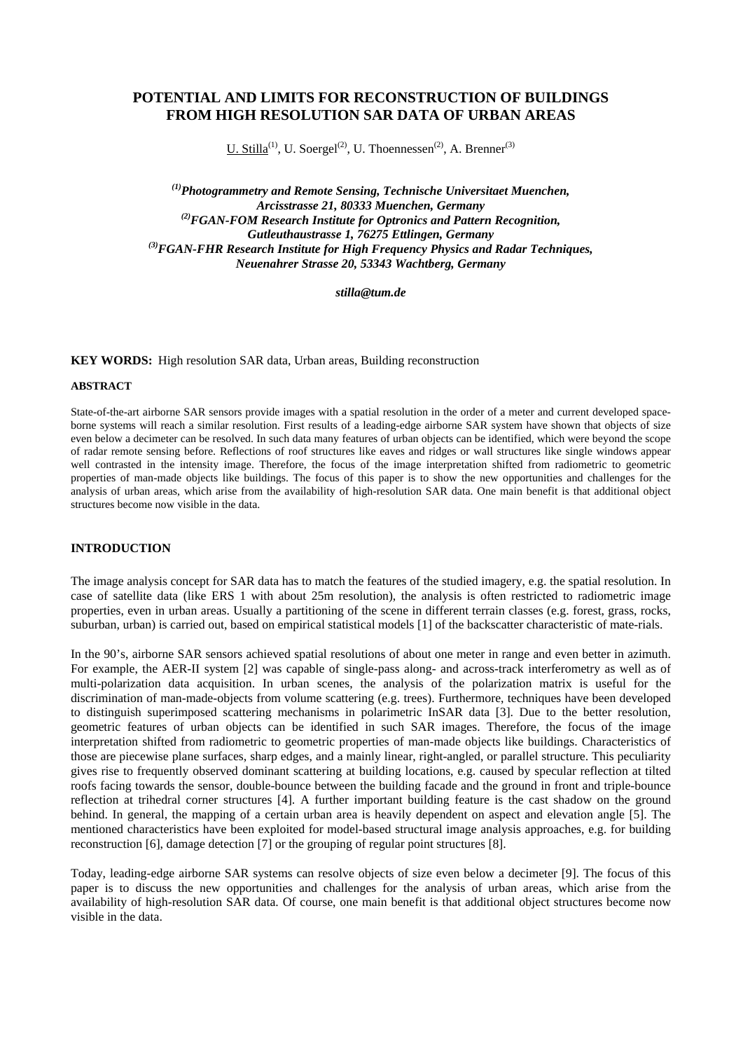# POTENTIAL AND LIMITS FOR RECONSTRUCTION OF BUILDINGS FROM HIGH RESOLUTION SAR DATA OF URBAN AREAS

U. Stilla(1), U. Soergel(2), U. Thoennessen(2), A. Brenner(3)

*(1)Photogrammetry and Remote Sensing, Technische Universitaet Muenchen, Arcisstrasse 21, 80333 Muenchen, Germany*
*(2)FGAN-FOM Research Institute for Optronics and Pattern Recognition, Gutleuthaustrasse 1, 76275 Ettlingen, Germany*
*(3)FGAN-FHR Research Institute for High Frequency Physics and Radar Techniques, Neuenahrer Strasse 20, 53343 Wachtberg, Germany*

***stilla@tum.de***

**KEY WORDS:** High resolution SAR data, Urban areas, Building reconstruction

## ABSTRACT

State-of-the-art airborne SAR sensors provide images with a spatial resolution in the order of a meter and current developed space-borne systems will reach a similar resolution. First results of a leading-edge airborne SAR system have shown that objects of size even below a decimeter can be resolved. In such data many features of urban objects can be identified, which were beyond the scope of radar remote sensing before. Reflections of roof structures like eaves and ridges or wall structures like single windows appear well contrasted in the intensity image. Therefore, the focus of the image interpretation shifted from radiometric to geometric properties of man-made objects like buildings. The focus of this paper is to show the new opportunities and challenges for the analysis of urban areas, which arise from the availability of high-resolution SAR data. One main benefit is that additional object structures become now visible in the data.

## INTRODUCTION

The image analysis concept for SAR data has to match the features of the studied imagery, e.g. the spatial resolution. In case of satellite data (like ERS 1 with about 25m resolution), the analysis is often restricted to radiometric image properties, even in urban areas. Usually a partitioning of the scene in different terrain classes (e.g. forest, grass, rocks, suburban, urban) is carried out, based on empirical statistical models [1] of the backscatter characteristic of mate-rials.

In the 90's, airborne SAR sensors achieved spatial resolutions of about one meter in range and even better in azimuth. For example, the AER-II system [2] was capable of single-pass along- and across-track interferometry as well as of multi-polarization data acquisition. In urban scenes, the analysis of the polarization matrix is useful for the discrimination of man-made-objects from volume scattering (e.g. trees). Furthermore, techniques have been developed to distinguish superimposed scattering mechanisms in polarimetric InSAR data [3]. Due to the better resolution, geometric features of urban objects can be identified in such SAR images. Therefore, the focus of the image interpretation shifted from radiometric to geometric properties of man-made objects like buildings. Characteristics of those are piecewise plane surfaces, sharp edges, and a mainly linear, right-angled, or parallel structure. This peculiarity gives rise to frequently observed dominant scattering at building locations, e.g. caused by specular reflection at tilted roofs facing towards the sensor, double-bounce between the building facade and the ground in front and triple-bounce reflection at trihedral corner structures [4]. A further important building feature is the cast shadow on the ground behind. In general, the mapping of a certain urban area is heavily dependent on aspect and elevation angle [5]. The mentioned characteristics have been exploited for model-based structural image analysis approaches, e.g. for building reconstruction [6], damage detection [7] or the grouping of regular point structures [8].

Today, leading-edge airborne SAR systems can resolve objects of size even below a decimeter [9]. The focus of this paper is to discuss the new opportunities and challenges for the analysis of urban areas, which arise from the availability of high-resolution SAR data. Of course, one main benefit is that additional object structures become now visible in the data.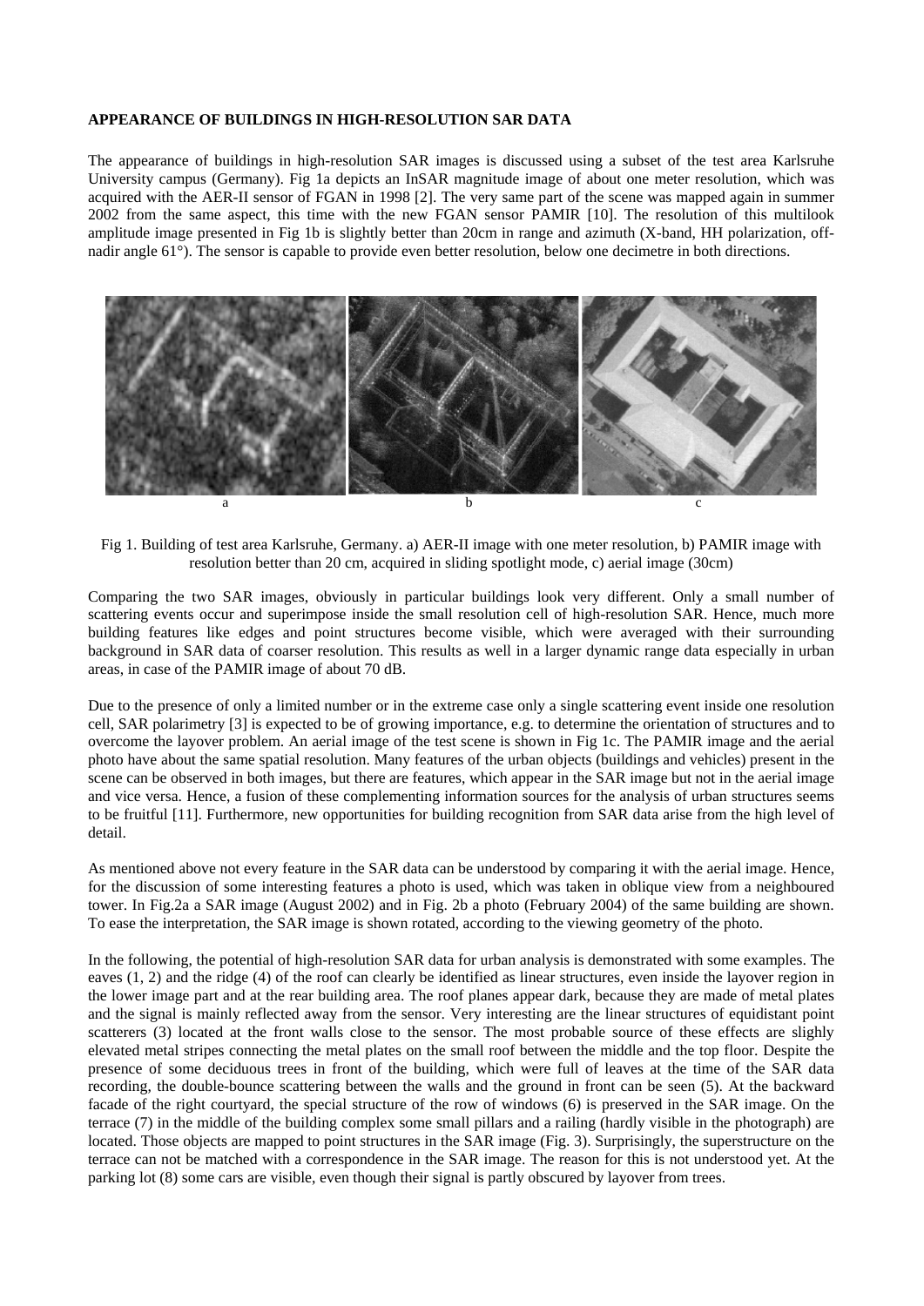**APPEARANCE OF BUILDINGS IN HIGH-RESOLUTION SAR DATA**

The appearance of buildings in high-resolution SAR images is discussed using a subset of the test area Karlsruhe University campus (Germany). Fig 1a depicts an InSAR magnitude image of about one meter resolution, which was acquired with the AER-II sensor of FGAN in 1998 [2]. The very same part of the scene was mapped again in summer 2002 from the same aspect, this time with the new FGAN sensor PAMIR [10]. The resolution of this multilook amplitude image presented in Fig 1b is slightly better than 20cm in range and azimuth (X-band, HH polarization, off-nadir angle 61°). The sensor is capable to provide even better resolution, below one decimetre in both directions.

Fig 1. Building of test area Karlsruhe, Germany. a) AER-II image with one meter resolution, b) PAMIR image with resolution better than 20 cm, acquired in sliding spotlight mode, c) aerial image (30cm)

Comparing the two SAR images, obviously in particular buildings look very different. Only a small number of scattering events occur and superimpose inside the small resolution cell of high-resolution SAR. Hence, much more building features like edges and point structures become visible, which were averaged with their surrounding background in SAR data of coarser resolution. This results as well in a larger dynamic range data especially in urban areas, in case of the PAMIR image of about 70 dB.

Due to the presence of only a limited number or in the extreme case only a single scattering event inside one resolution cell, SAR polarimetry [3] is expected to be of growing importance, e.g. to determine the orientation of structures and to overcome the layover problem. An aerial image of the test scene is shown in Fig 1c. The PAMIR image and the aerial photo have about the same spatial resolution. Many features of the urban objects (buildings and vehicles) present in the scene can be observed in both images, but there are features, which appear in the SAR image but not in the aerial image and vice versa. Hence, a fusion of these complementing information sources for the analysis of urban structures seems to be fruitful [11]. Furthermore, new opportunities for building recognition from SAR data arise from the high level of detail.

As mentioned above not every feature in the SAR data can be understood by comparing it with the aerial image. Hence, for the discussion of some interesting features a photo is used, which was taken in oblique view from a neighboured tower. In Fig.2a a SAR image (August 2002) and in Fig. 2b a photo (February 2004) of the same building are shown. To ease the interpretation, the SAR image is shown rotated, according to the viewing geometry of the photo.

In the following, the potential of high-resolution SAR data for urban analysis is demonstrated with some examples. The eaves (1, 2) and the ridge (4) of the roof can clearly be identified as linear structures, even inside the layover region in the lower image part and at the rear building area. The roof planes appear dark, because they are made of metal plates and the signal is mainly reflected away from the sensor. Very interesting are the linear structures of equidistant point scatterers (3) located at the front walls close to the sensor. The most probable source of these effects are slighly elevated metal stripes connecting the metal plates on the small roof between the middle and the top floor. Despite the presence of some deciduous trees in front of the building, which were full of leaves at the time of the SAR data recording, the double-bounce scattering between the walls and the ground in front can be seen (5). At the backward facade of the right courtyard, the special structure of the row of windows (6) is preserved in the SAR image. On the terrace (7) in the middle of the building complex some small pillars and a railing (hardly visible in the photograph) are located. Those objects are mapped to point structures in the SAR image (Fig. 3). Surprisingly, the superstructure on the terrace can not be matched with a correspondence in the SAR image. The reason for this is not understood yet. At the parking lot (8) some cars are visible, even though their signal is partly obscured by layover from trees.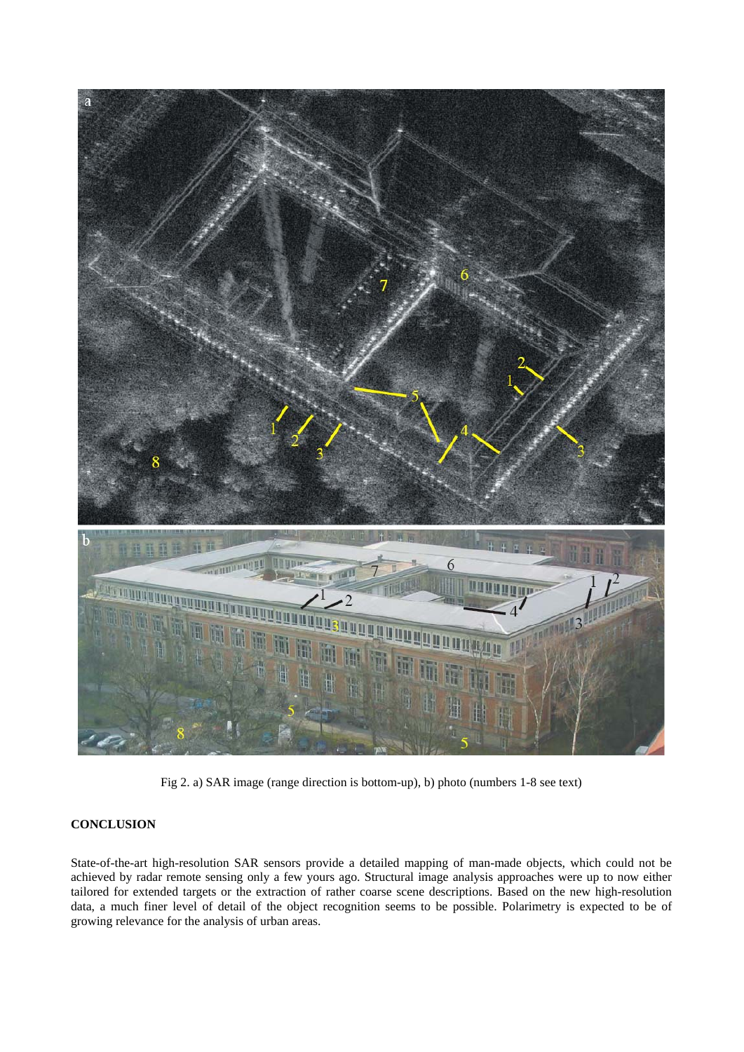Fig 2. a) SAR image (range direction is bottom-up), b) photo (numbers 1-8 see text)

**CONCLUSION**

State-of-the-art high-resolution SAR sensors provide a detailed mapping of man-made objects, which could not be achieved by radar remote sensing only a few yours ago. Structural image analysis approaches were up to now either tailored for extended targets or the extraction of rather coarse scene descriptions. Based on the new high-resolution data, a much finer level of detail of the object recognition seems to be possible. Polarimetry is expected to be of growing relevance for the analysis of urban areas.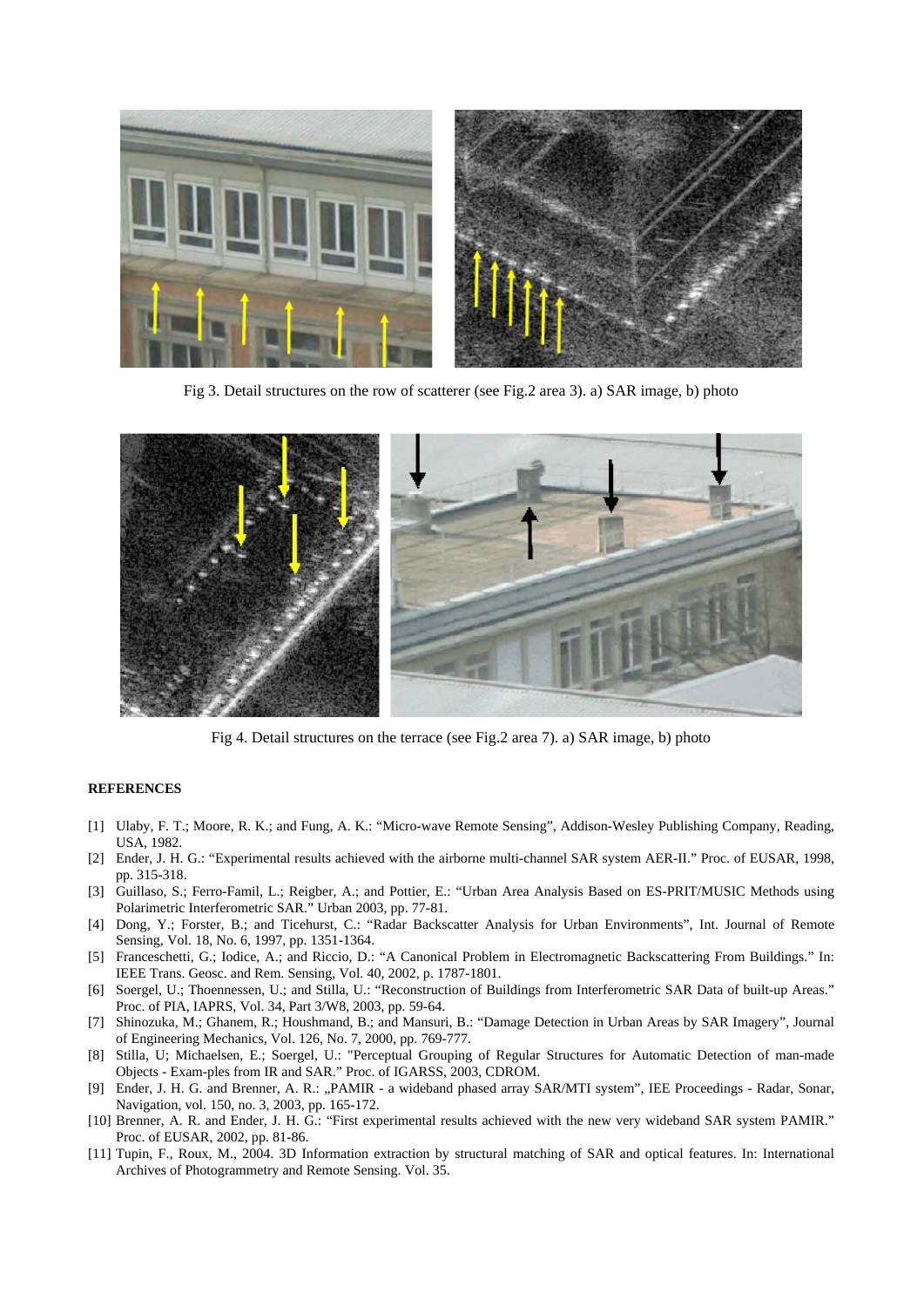Fig 3. Detail structures on the row of scatterer (see Fig.2 area 3). a) SAR image, b) photo

Fig 4. Detail structures on the terrace (see Fig.2 area 7). a) SAR image, b) photo

**REFERENCES**

[1] Ulaby, F. T.; Moore, R. K.; and Fung, A. K.: "Micro-wave Remote Sensing", Addison-Wesley Publishing Company, Reading, USA, 1982.

[2] Ender, J. H. G.: "Experimental results achieved with the airborne multi-channel SAR system AER-II." Proc. of EUSAR, 1998, pp. 315-318.

[3] Guillaso, S.; Ferro-Famil, L.; Reigber, A.; and Pottier, E.: "Urban Area Analysis Based on ES-PRIT/MUSIC Methods using Polarimetric Interferometric SAR." Urban 2003, pp. 77-81.

[4] Dong, Y.; Forster, B.; and Ticehurst, C.: "Radar Backscatter Analysis for Urban Environments", Int. Journal of Remote Sensing, Vol. 18, No. 6, 1997, pp. 1351-1364.

[5] Franceschetti, G.; Iodice, A.; and Riccio, D.: "A Canonical Problem in Electromagnetic Backscattering From Buildings." In: IEEE Trans. Geosc. and Rem. Sensing, Vol. 40, 2002, p. 1787-1801.

[6] Soergel, U.; Thoennessen, U.; and Stilla, U.: "Reconstruction of Buildings from Interferometric SAR Data of built-up Areas." Proc. of PIA, IAPRS, Vol. 34, Part 3/W8, 2003, pp. 59-64.

[7] Shinozuka, M.; Ghanem, R.; Houshmand, B.; and Mansuri, B.: "Damage Detection in Urban Areas by SAR Imagery", Journal of Engineering Mechanics, Vol. 126, No. 7, 2000, pp. 769-777.

[8] Stilla, U; Michaelsen, E.; Soergel, U.: "Perceptual Grouping of Regular Structures for Automatic Detection of man-made Objects - Exam-ples from IR and SAR." Proc. of IGARSS, 2003, CDROM.

[9] Ender, J. H. G. and Brenner, A. R.: „PAMIR - a wideband phased array SAR/MTI system", IEE Proceedings - Radar, Sonar, Navigation, vol. 150, no. 3, 2003, pp. 165-172.

[10] Brenner, A. R. and Ender, J. H. G.: "First experimental results achieved with the new very wideband SAR system PAMIR." Proc. of EUSAR, 2002, pp. 81-86.

[11] Tupin, F., Roux, M., 2004. 3D Information extraction by structural matching of SAR and optical features. In: International Archives of Photogrammetry and Remote Sensing. Vol. 35.